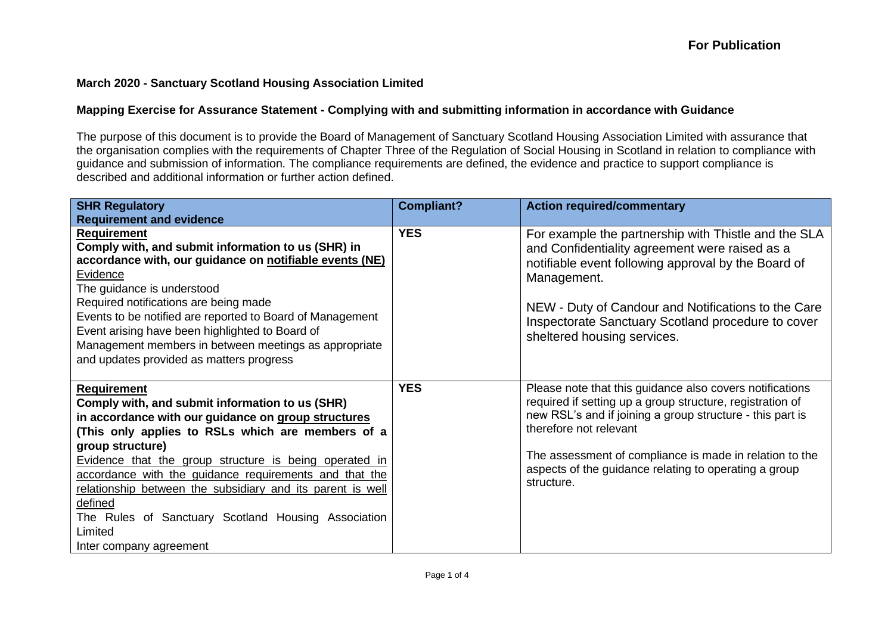**For Publication**

**March 2020 - Sanctuary Scotland Housing Association Limited**

**Mapping Exercise for Assurance Statement - Complying with and submitting information in accordance with Guidance**

The purpose of this document is to provide the Board of Management of Sanctuary Scotland Housing Association Limited with assurance that the organisation complies with the requirements of Chapter Three of the Regulation of Social Housing in Scotland in relation to compliance with guidance and submission of information. The compliance requirements are defined, the evidence and practice to support compliance is described and additional information or further action defined.

| SHR Regulatory Requirement and evidence | Compliant? | Action required/commentary |
| --- | --- | --- |
| **Requirement**<br>**Comply with, and submit information to us (SHR) in accordance with, our guidance on notifiable events (NE)**<br>Evidence<br>The guidance is understood<br>Required notifications are being made<br>Events to be notified are reported to Board of Management<br>Event arising have been highlighted to Board of Management members in between meetings as appropriate and updates provided as matters progress | **YES** | For example the partnership with Thistle and the SLA and Confidentiality agreement were raised as a notifiable event following approval by the Board of Management.<br><br>NEW - Duty of Candour and Notifications to the Care Inspectorate Sanctuary Scotland procedure to cover sheltered housing services. |
| **Requirement**<br>**Comply with, and submit information to us (SHR) in accordance with our guidance on group structures (This only applies to RSLs which are members of a group structure)**<br>Evidence that the group structure is being operated in accordance with the guidance requirements and that the relationship between the subsidiary and its parent is well defined<br>The Rules of Sanctuary Scotland Housing Association Limited<br>Inter company agreement | **YES** | Please note that this guidance also covers notifications required if setting up a group structure, registration of new RSL's and if joining a group structure - this part is therefore not relevant<br><br>The assessment of compliance is made in relation to the aspects of the guidance relating to operating a group structure. |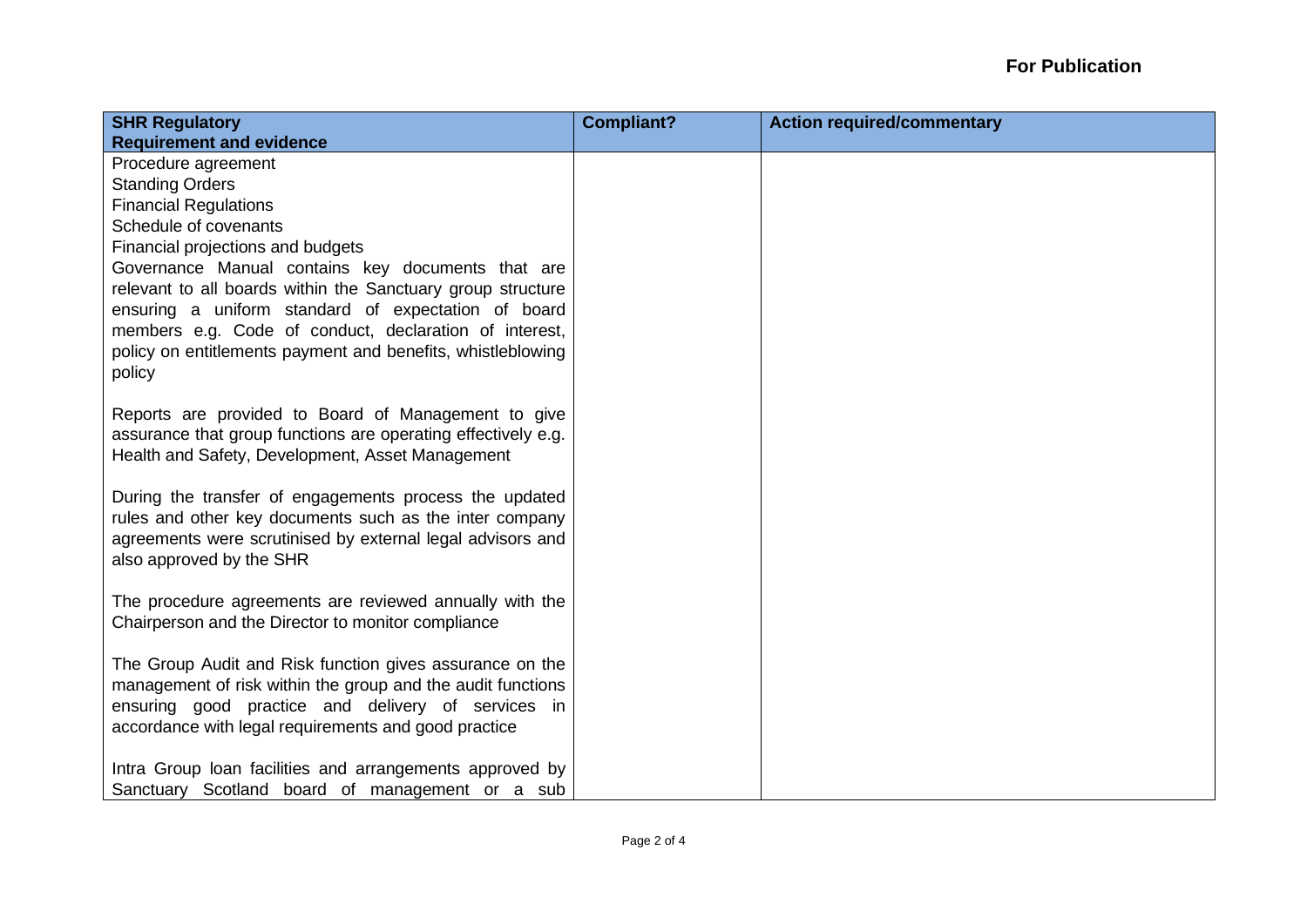**For Publication**

| SHR Regulatory Requirement and evidence | Compliant? | Action required/commentary |
| --- | --- | --- |
| Procedure agreement<br>Standing Orders<br>Financial Regulations<br>Schedule of covenants<br>Financial projections and budgets<br>Governance Manual contains key documents that are relevant to all boards within the Sanctuary group structure ensuring a uniform standard of expectation of board members e.g. Code of conduct, declaration of interest, policy on entitlements payment and benefits, whistleblowing policy<br><br>Reports are provided to Board of Management to give assurance that group functions are operating effectively e.g. Health and Safety, Development, Asset Management<br><br>During the transfer of engagements process the updated rules and other key documents such as the inter company agreements were scrutinised by external legal advisors and also approved by the SHR<br><br>The procedure agreements are reviewed annually with the Chairperson and the Director to monitor compliance<br><br>The Group Audit and Risk function gives assurance on the management of risk within the group and the audit functions ensuring good practice and delivery of services in accordance with legal requirements and good practice<br><br>Intra Group loan facilities and arrangements approved by Sanctuary Scotland board of management or a sub | | |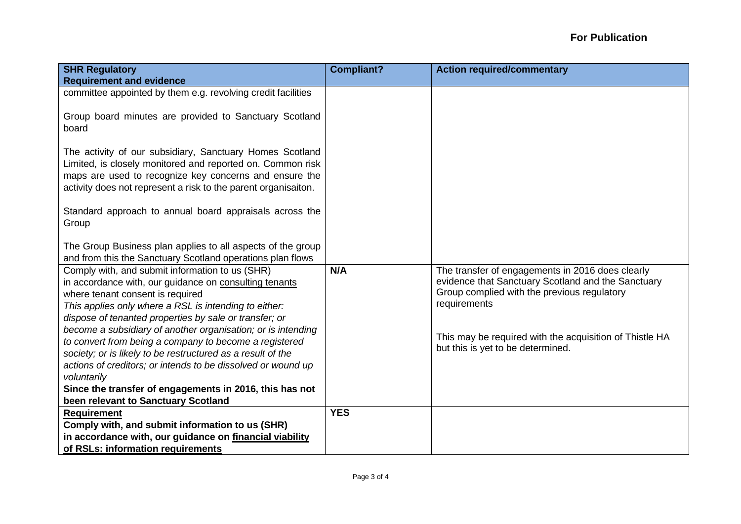**For Publication**

| SHR Regulatory Requirement and evidence | Compliant? | Action required/commentary |
| --- | --- | --- |
| committee appointed by them e.g. revolving credit facilities<br><br>Group board minutes are provided to Sanctuary Scotland board<br><br>The activity of our subsidiary, Sanctuary Homes Scotland Limited, is closely monitored and reported on. Common risk maps are used to recognize key concerns and ensure the activity does not represent a risk to the parent organisaiton.<br><br>Standard approach to annual board appraisals across the Group<br><br>The Group Business plan applies to all aspects of the group and from this the Sanctuary Scotland operations plan flows | | |
| Comply with, and submit information to us (SHR) in accordance with, our guidance on <u>consulting tenants where tenant consent is required</u><br>*This applies only where a RSL is intending to either: dispose of tenanted properties by sale or transfer; or become a subsidiary of another organisation; or is intending to convert from being a company to become a registered society; or is likely to be restructured as a result of the actions of creditors; or intends to be dissolved or wound up voluntarily*<br>**Since the transfer of engagements in 2016, this has not been relevant to Sanctuary Scotland** | **N/A** | The transfer of engagements in 2016 does clearly evidence that Sanctuary Scotland and the Sanctuary Group complied with the previous regulatory requirements<br><br>This may be required with the acquisition of Thistle HA but this is yet to be determined. |
| **<u>Requirement</u>**<br>**Comply with, and submit information to us (SHR) in accordance with, our guidance on <u>financial viability of RSLs: information requirements</u>** | **YES** | |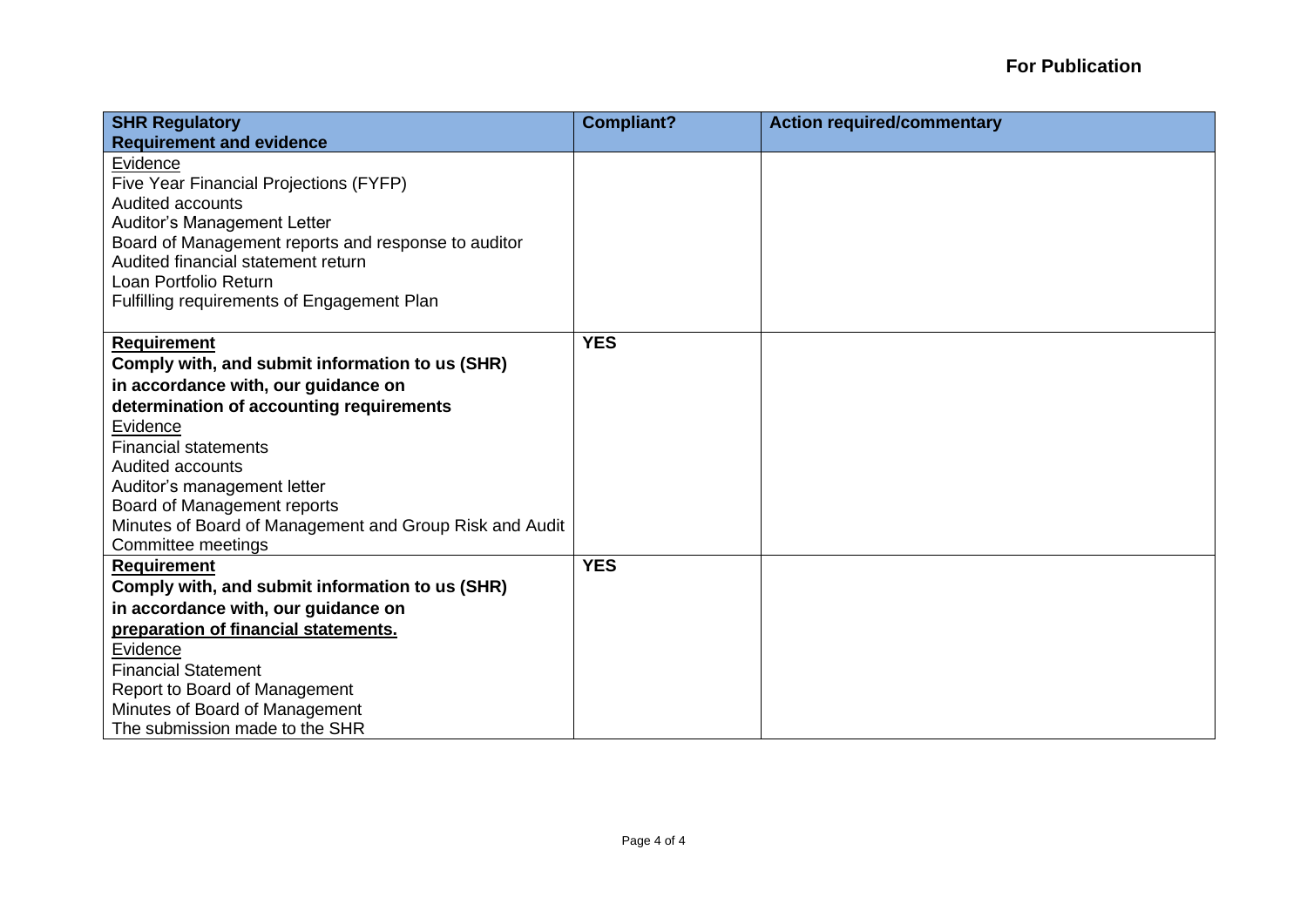**For Publication**

| SHR Regulatory Requirement and evidence | Compliant? | Action required/commentary |
|---|---|---|
| Evidence<br>Five Year Financial Projections (FYFP)<br>Audited accounts<br>Auditor's Management Letter<br>Board of Management reports and response to auditor<br>Audited financial statement return<br>Loan Portfolio Return<br>Fulfilling requirements of Engagement Plan | | |
| **Requirement**<br>**Comply with, and submit information to us (SHR) in accordance with, our guidance on determination of accounting requirements**<br>Evidence<br>Financial statements<br>Audited accounts<br>Auditor's management letter<br>Board of Management reports<br>Minutes of Board of Management and Group Risk and Audit Committee meetings | **YES** | |
| **Requirement**<br>**Comply with, and submit information to us (SHR) in accordance with, our guidance on preparation of financial statements.**<br>Evidence<br>Financial Statement<br>Report to Board of Management<br>Minutes of Board of Management<br>The submission made to the SHR | **YES** | |